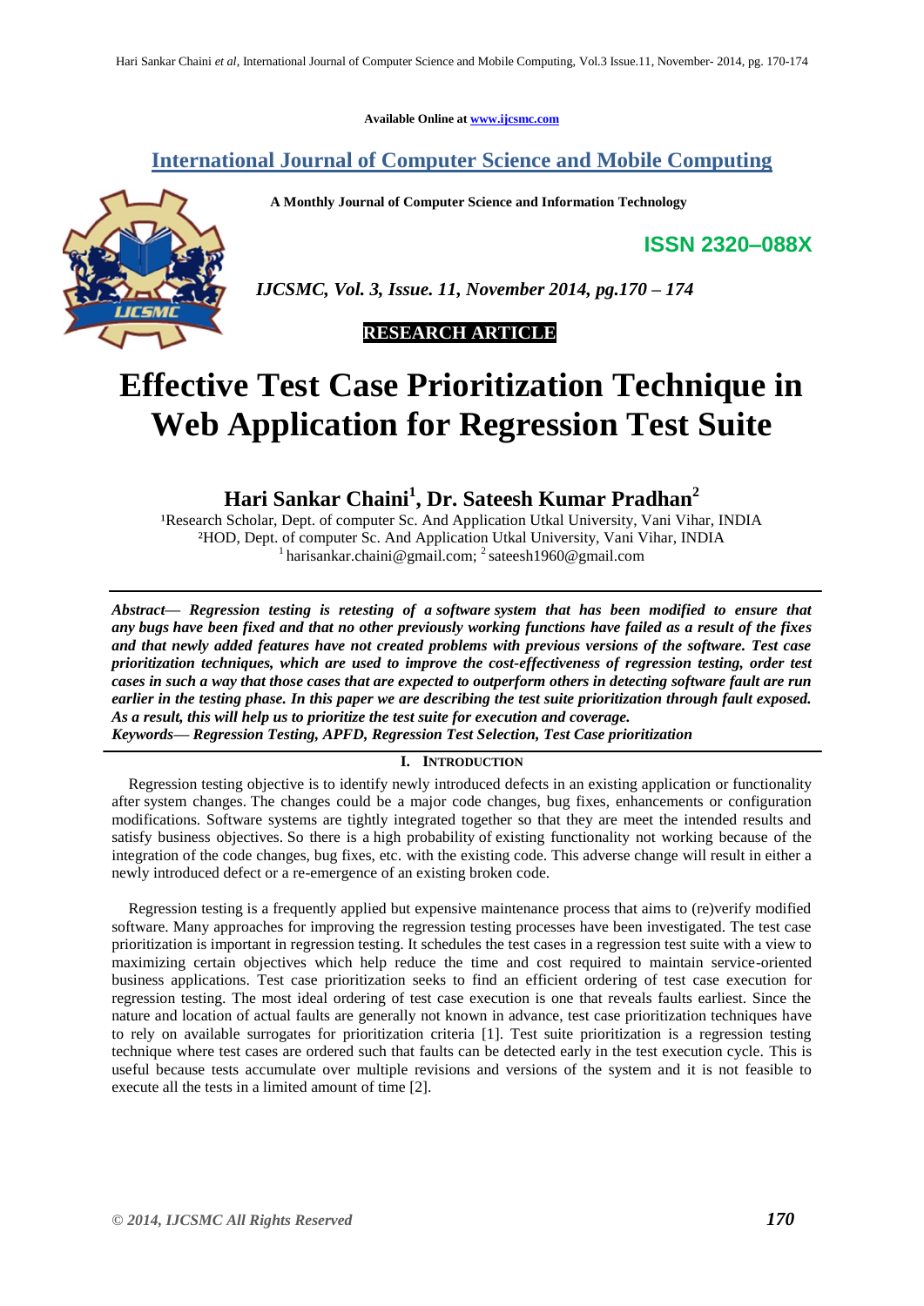Available Online at www.ijcsmc.com

# International Journal of Computer Science and Mobile Computing

**A Monthly Journal of Computer Science and Information Technology**

**ISSN 2320–088X**

*IJCSMC, Vol. 3, Issue. 11, November 2014, pg.170 – 174*

**RESEARCH ARTICLE**

# Effective Test Case Prioritization Technique in Web Application for Regression Test Suite

## Hari Sankar Chaini[1], Dr. Sateesh Kumar Pradhan[2]

[1]Research Scholar, Dept. of computer Sc. And Application Utkal University, Vani Vihar, INDIA
[2]HOD, Dept. of computer Sc. And Application Utkal University, Vani Vihar, INDIA
[1] harisankar.chaini@gmail.com; [2] sateesh1960@gmail.com

***Abstract— Regression testing is retesting of a software system that has been modified to ensure that any bugs have been fixed and that no other previously working functions have failed as a result of the fixes and that newly added features have not created problems with previous versions of the software. Test case prioritization techniques, which are used to improve the cost-effectiveness of regression testing, order test cases in such a way that those cases that are expected to outperform others in detecting software fault are run earlier in the testing phase. In this paper we are describing the test suite prioritization through fault exposed. As a result, this will help us to prioritize the test suite for execution and coverage.***

***Keywords— Regression Testing, APFD, Regression Test Selection, Test Case prioritization***

## I. INTRODUCTION

Regression testing objective is to identify newly introduced defects in an existing application or functionality after system changes. The changes could be a major code changes, bug fixes, enhancements or configuration modifications. Software systems are tightly integrated together so that they are meet the intended results and satisfy business objectives. So there is a high probability of existing functionality not working because of the integration of the code changes, bug fixes, etc. with the existing code. This adverse change will result in either a newly introduced defect or a re-emergence of an existing broken code.

Regression testing is a frequently applied but expensive maintenance process that aims to (re)verify modified software. Many approaches for improving the regression testing processes have been investigated. The test case prioritization is important in regression testing. It schedules the test cases in a regression test suite with a view to maximizing certain objectives which help reduce the time and cost required to maintain service-oriented business applications. Test case prioritization seeks to find an efficient ordering of test case execution for regression testing. The most ideal ordering of test case execution is one that reveals faults earliest. Since the nature and location of actual faults are generally not known in advance, test case prioritization techniques have to rely on available surrogates for prioritization criteria [1]. Test suite prioritization is a regression testing technique where test cases are ordered such that faults can be detected early in the test execution cycle. This is useful because tests accumulate over multiple revisions and versions of the system and it is not feasible to execute all the tests in a limited amount of time [2].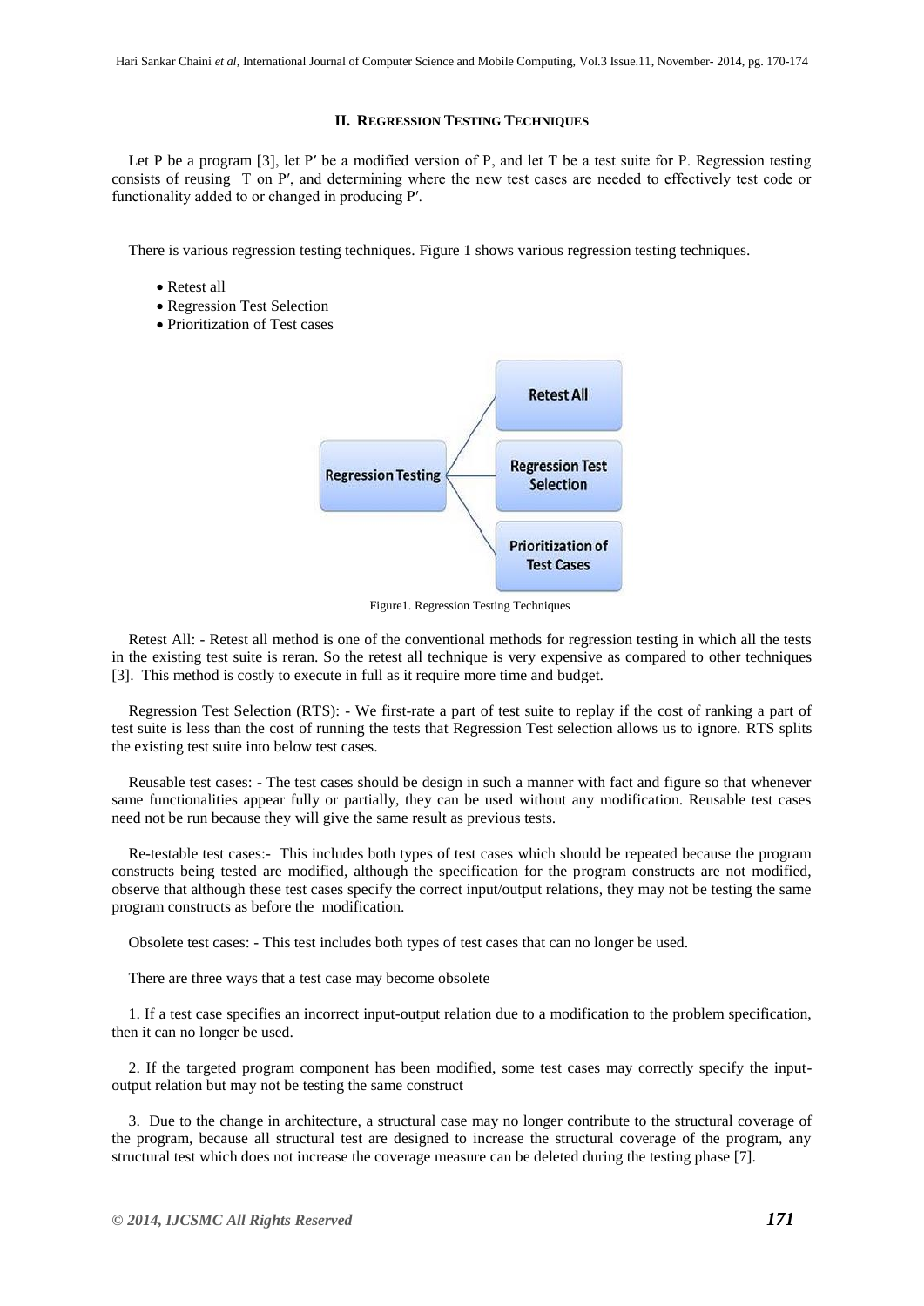## II. REGRESSION TESTING TECHNIQUES

Let P be a program [3], let P′ be a modified version of P, and let T be a test suite for P. Regression testing consists of reusing T on P′, and determining where the new test cases are needed to effectively test code or functionality added to or changed in producing P′.

There is various regression testing techniques. Figure 1 shows various regression testing techniques.

- Retest all
- Regression Test Selection
- Prioritization of Test cases

Figure1. Regression Testing Techniques

Retest All: - Retest all method is one of the conventional methods for regression testing in which all the tests in the existing test suite is reran. So the retest all technique is very expensive as compared to other techniques [3]. This method is costly to execute in full as it require more time and budget.

Regression Test Selection (RTS): - We first-rate a part of test suite to replay if the cost of ranking a part of test suite is less than the cost of running the tests that Regression Test selection allows us to ignore. RTS splits the existing test suite into below test cases.

Reusable test cases: - The test cases should be design in such a manner with fact and figure so that whenever same functionalities appear fully or partially, they can be used without any modification. Reusable test cases need not be run because they will give the same result as previous tests.

Re-testable test cases:- This includes both types of test cases which should be repeated because the program constructs being tested are modified, although the specification for the program constructs are not modified, observe that although these test cases specify the correct input/output relations, they may not be testing the same program constructs as before the modification.

Obsolete test cases: - This test includes both types of test cases that can no longer be used.

There are three ways that a test case may become obsolete

1. If a test case specifies an incorrect input-output relation due to a modification to the problem specification, then it can no longer be used.

2. If the targeted program component has been modified, some test cases may correctly specify the input-output relation but may not be testing the same construct

3. Due to the change in architecture, a structural case may no longer contribute to the structural coverage of the program, because all structural test are designed to increase the structural coverage of the program, any structural test which does not increase the coverage measure can be deleted during the testing phase [7].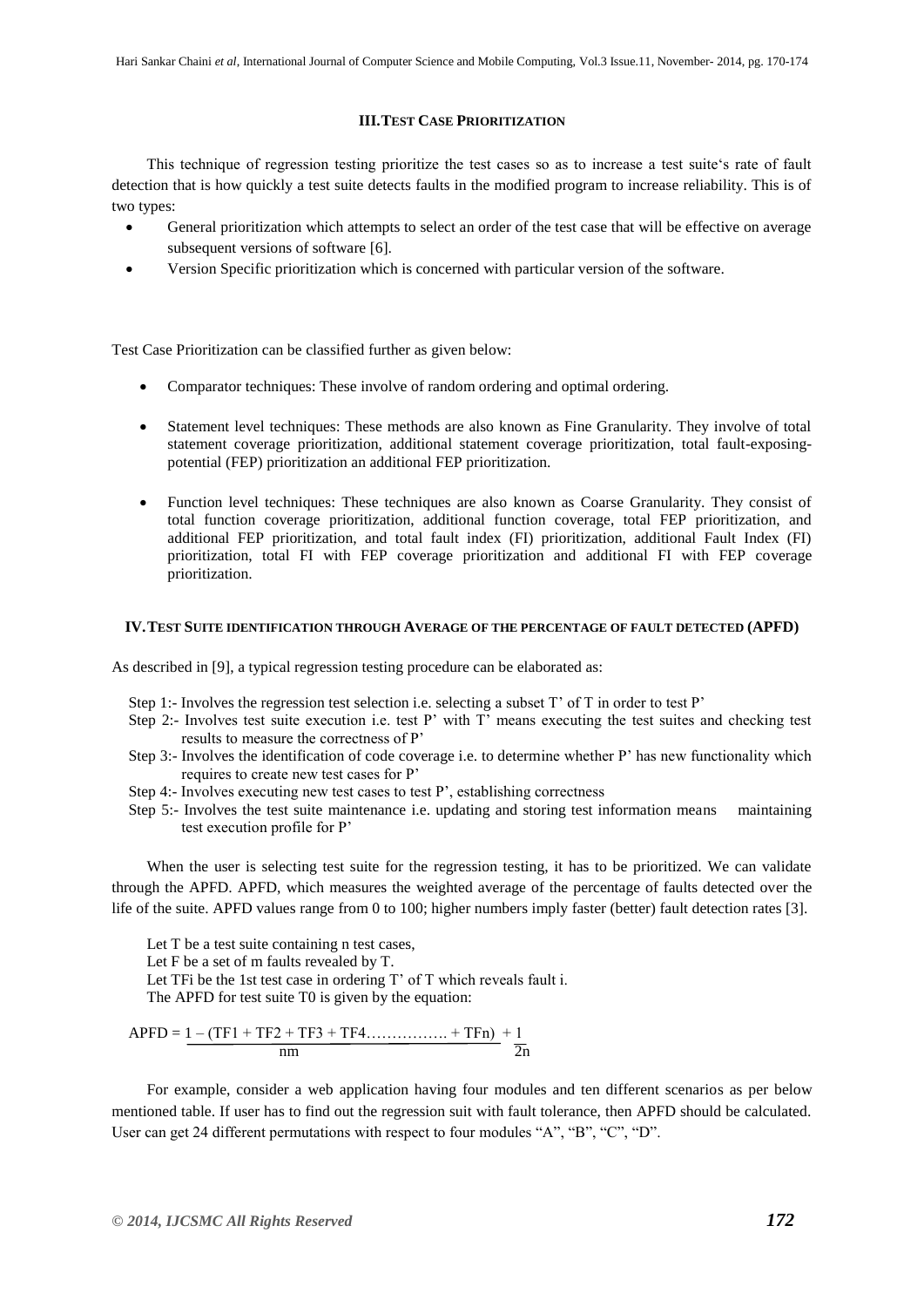## III. TEST CASE PRIORITIZATION

This technique of regression testing prioritize the test cases so as to increase a test suite's rate of fault detection that is how quickly a test suite detects faults in the modified program to increase reliability. This is of two types:

- General prioritization which attempts to select an order of the test case that will be effective on average subsequent versions of software [6].
- Version Specific prioritization which is concerned with particular version of the software.

Test Case Prioritization can be classified further as given below:

- Comparator techniques: These involve of random ordering and optimal ordering.
- Statement level techniques: These methods are also known as Fine Granularity. They involve of total statement coverage prioritization, additional statement coverage prioritization, total fault-exposing-potential (FEP) prioritization an additional FEP prioritization.
- Function level techniques: These techniques are also known as Coarse Granularity. They consist of total function coverage prioritization, additional function coverage, total FEP prioritization, and additional FEP prioritization, and total fault index (FI) prioritization, additional Fault Index (FI) prioritization, total FI with FEP coverage prioritization and additional FI with FEP coverage prioritization.

## IV. TEST SUITE IDENTIFICATION THROUGH AVERAGE OF THE PERCENTAGE OF FAULT DETECTED (APFD)

As described in [9], a typical regression testing procedure can be elaborated as:

Step 1:- Involves the regression test selection i.e. selecting a subset T' of T in order to test P'

Step 2:- Involves test suite execution i.e. test P' with T' means executing the test suites and checking test results to measure the correctness of P'

Step 3:- Involves the identification of code coverage i.e. to determine whether P' has new functionality which requires to create new test cases for P'

Step 4:- Involves executing new test cases to test P', establishing correctness

Step 5:- Involves the test suite maintenance i.e. updating and storing test information means maintaining test execution profile for P'

When the user is selecting test suite for the regression testing, it has to be prioritized. We can validate through the APFD. APFD, which measures the weighted average of the percentage of faults detected over the life of the suite. APFD values range from 0 to 100; higher numbers imply faster (better) fault detection rates [3].

Let T be a test suite containing n test cases,
Let F be a set of m faults revealed by T.
Let TFi be the 1st test case in ordering T' of T which reveals fault i.
The APFD for test suite T0 is given by the equation:

$$APFD = 1 - \frac{(TF1 + TF2 + TF3 + TF4 \ldots\ldots\ldots\ldots\ldots + TFn)}{nm} + \frac{1}{2n}$$

For example, consider a web application having four modules and ten different scenarios as per below mentioned table. If user has to find out the regression suit with fault tolerance, then APFD should be calculated. User can get 24 different permutations with respect to four modules "A", "B", "C", "D".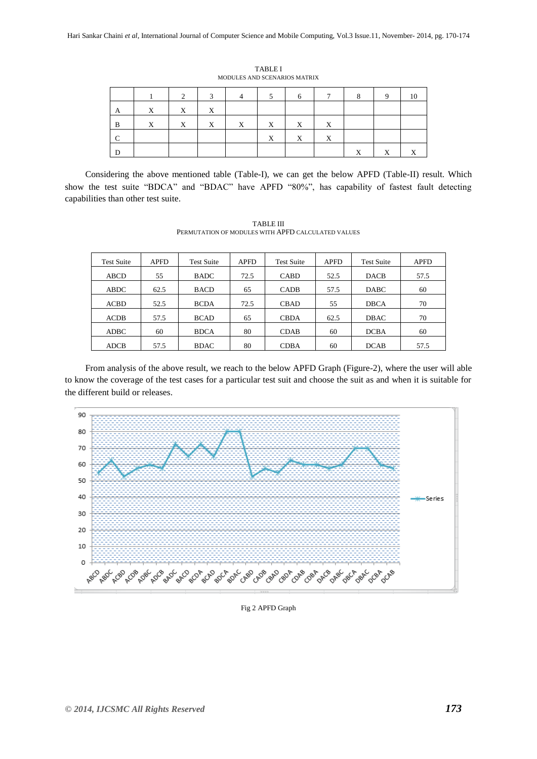TABLE I
MODULES AND SCENARIOS MATRIX

| | 1 | 2 | 3 | 4 | 5 | 6 | 7 | 8 | 9 | 10 |
|---|---|---|---|---|---|---|---|---|---|---|
| A | X | X | X | | | | | | | |
| B | X | X | X | X | X | X | X | | | |
| C | | | | | X | X | X | | | |
| D | | | | | | | | X | X | X |

Considering the above mentioned table (Table-I), we can get the below APFD (Table-II) result. Which show the test suite "BDCA" and "BDAC" have APFD "80%", has capability of fastest fault detecting capabilities than other test suite.

TABLE III
PERMUTATION OF MODULES WITH APFD CALCULATED VALUES

| Test Suite | APFD | Test Suite | APFD | Test Suite | APFD | Test Suite | APFD |
|---|---|---|---|---|---|---|---|
| ABCD | 55 | BADC | 72.5 | CABD | 52.5 | DACB | 57.5 |
| ABDC | 62.5 | BACD | 65 | CADB | 57.5 | DABC | 60 |
| ACBD | 52.5 | BCDA | 72.5 | CBAD | 55 | DBCA | 70 |
| ACDB | 57.5 | BCAD | 65 | CBDA | 62.5 | DBAC | 70 |
| ADBC | 60 | BDCA | 80 | CDAB | 60 | DCBA | 60 |
| ADCB | 57.5 | BDAC | 80 | CDBA | 60 | DCAB | 57.5 |

From analysis of the above result, we reach to the below APFD Graph (Figure-2), where the user will able to know the coverage of the test cases for a particular test suit and choose the suit as and when it is suitable for the different build or releases.

Fig 2 APFD Graph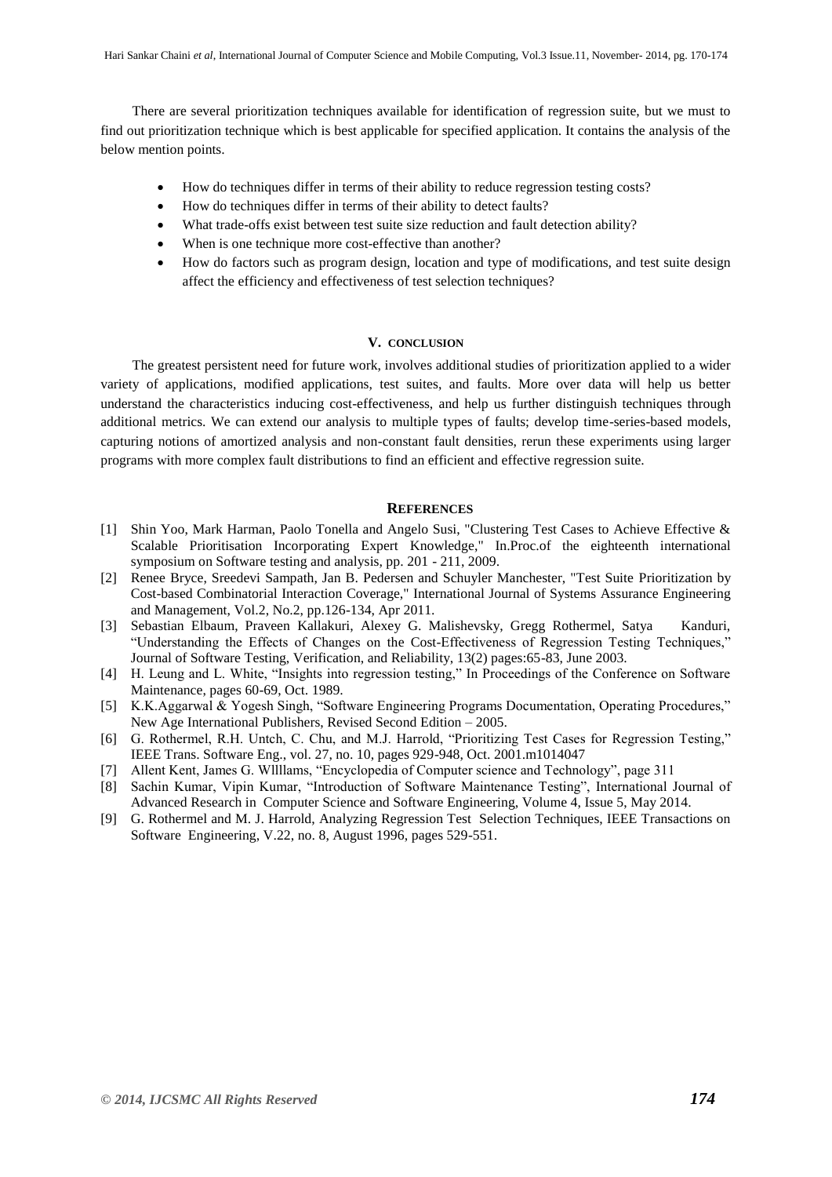There are several prioritization techniques available for identification of regression suite, but we must to find out prioritization technique which is best applicable for specified application. It contains the analysis of the below mention points.

- How do techniques differ in terms of their ability to reduce regression testing costs?
- How do techniques differ in terms of their ability to detect faults?
- What trade-offs exist between test suite size reduction and fault detection ability?
- When is one technique more cost-effective than another?
- How do factors such as program design, location and type of modifications, and test suite design affect the efficiency and effectiveness of test selection techniques?

## V. CONCLUSION

The greatest persistent need for future work, involves additional studies of prioritization applied to a wider variety of applications, modified applications, test suites, and faults. More over data will help us better understand the characteristics inducing cost-effectiveness, and help us further distinguish techniques through additional metrics. We can extend our analysis to multiple types of faults; develop time-series-based models, capturing notions of amortized analysis and non-constant fault densities, rerun these experiments using larger programs with more complex fault distributions to find an efficient and effective regression suite.

## REFERENCES

[1] Shin Yoo, Mark Harman, Paolo Tonella and Angelo Susi, "Clustering Test Cases to Achieve Effective & Scalable Prioritisation Incorporating Expert Knowledge," In.Proc.of the eighteenth international symposium on Software testing and analysis, pp. 201 - 211, 2009.

[2] Renee Bryce, Sreedevi Sampath, Jan B. Pedersen and Schuyler Manchester, "Test Suite Prioritization by Cost-based Combinatorial Interaction Coverage," International Journal of Systems Assurance Engineering and Management, Vol.2, No.2, pp.126-134, Apr 2011.

[3] Sebastian Elbaum, Praveen Kallakuri, Alexey G. Malishevsky, Gregg Rothermel, Satya Kanduri, "Understanding the Effects of Changes on the Cost-Effectiveness of Regression Testing Techniques," Journal of Software Testing, Verification, and Reliability, 13(2) pages:65-83, June 2003.

[4] H. Leung and L. White, "Insights into regression testing," In Proceedings of the Conference on Software Maintenance, pages 60-69, Oct. 1989.

[5] K.K.Aggarwal & Yogesh Singh, "Software Engineering Programs Documentation, Operating Procedures," New Age International Publishers, Revised Second Edition – 2005.

[6] G. Rothermel, R.H. Untch, C. Chu, and M.J. Harrold, "Prioritizing Test Cases for Regression Testing," IEEE Trans. Software Eng., vol. 27, no. 10, pages 929-948, Oct. 2001.m1014047

[7] Allent Kent, James G. Wllllams, "Encyclopedia of Computer science and Technology", page 311

[8] Sachin Kumar, Vipin Kumar, "Introduction of Software Maintenance Testing", International Journal of Advanced Research in Computer Science and Software Engineering, Volume 4, Issue 5, May 2014.

[9] G. Rothermel and M. J. Harrold, Analyzing Regression Test Selection Techniques, IEEE Transactions on Software Engineering, V.22, no. 8, August 1996, pages 529-551.